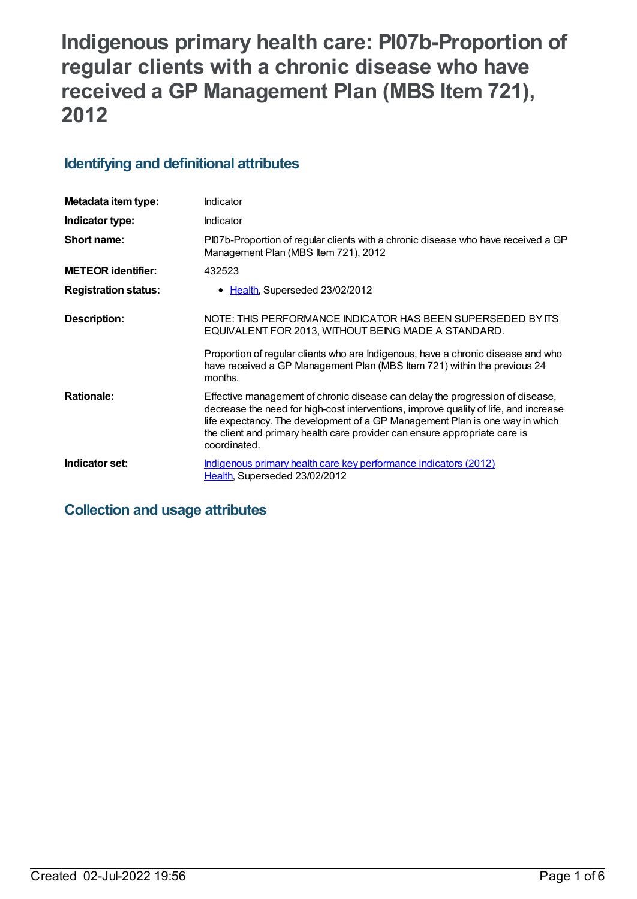# Indigenous primary health care: PI07b-Proportion of regular clients with a chronic disease who have received a GP Management Plan (MBS Item 721), 2012

## Identifying and definitional attributes

| | |
|---|---|
| **Metadata item type:** | Indicator |
| **Indicator type:** | Indicator |
| **Short name:** | PI07b-Proportion of regular clients with a chronic disease who have received a GP Management Plan (MBS Item 721), 2012 |
| **METEOR identifier:** | 432523 |
| **Registration status:** | • Health, Superseded 23/02/2012 |
| **Description:** | NOTE: THIS PERFORMANCE INDICATOR HAS BEEN SUPERSEDED BY ITS EQUIVALENT FOR 2013, WITHOUT BEING MADE A STANDARD.<br><br>Proportion of regular clients who are Indigenous, have a chronic disease and who have received a GP Management Plan (MBS Item 721) within the previous 24 months. |
| **Rationale:** | Effective management of chronic disease can delay the progression of disease, decrease the need for high-cost interventions, improve quality of life, and increase life expectancy. The development of a GP Management Plan is one way in which the client and primary health care provider can ensure appropriate care is coordinated. |
| **Indicator set:** | Indigenous primary health care key performance indicators (2012)<br>Health, Superseded 23/02/2012 |

## Collection and usage attributes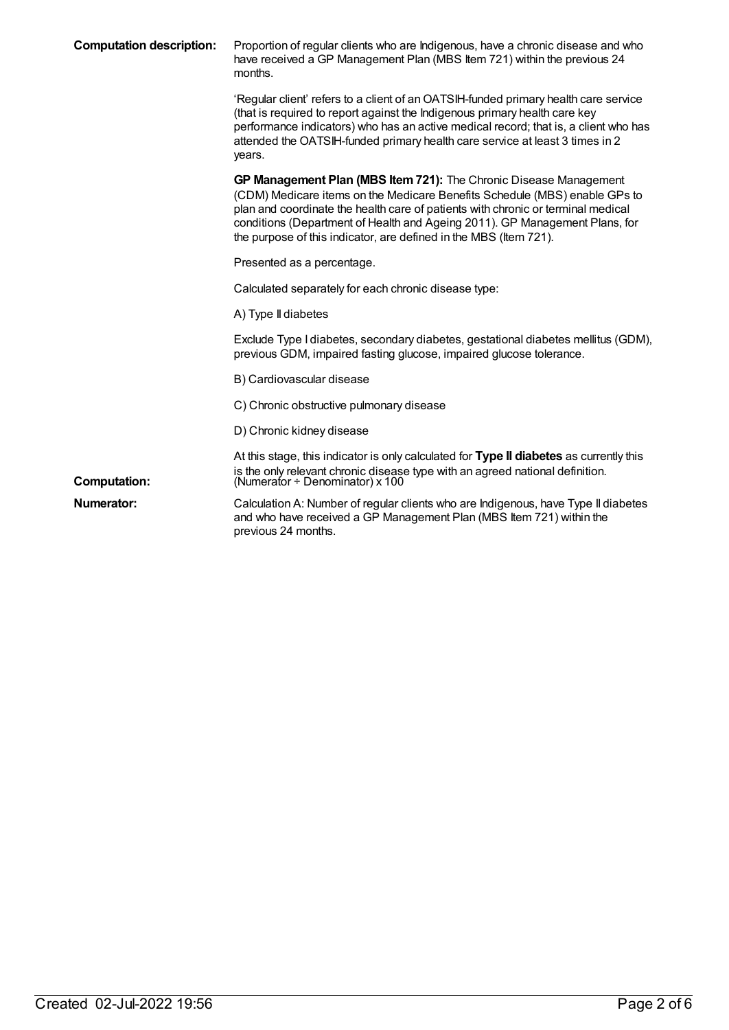**Computation description:** Proportion of regular clients who are Indigenous, have a chronic disease and who have received a GP Management Plan (MBS Item 721) within the previous 24 months.

'Regular client' refers to a client of an OATSIH-funded primary health care service (that is required to report against the Indigenous primary health care key performance indicators) who has an active medical record; that is, a client who has attended the OATSIH-funded primary health care service at least 3 times in 2 years.

**GP Management Plan (MBS Item 721):** The Chronic Disease Management (CDM) Medicare items on the Medicare Benefits Schedule (MBS) enable GPs to plan and coordinate the health care of patients with chronic or terminal medical conditions (Department of Health and Ageing 2011). GP Management Plans, for the purpose of this indicator, are defined in the MBS (Item 721).

Presented as a percentage.

Calculated separately for each chronic disease type:

A) Type II diabetes

Exclude Type I diabetes, secondary diabetes, gestational diabetes mellitus (GDM), previous GDM, impaired fasting glucose, impaired glucose tolerance.

B) Cardiovascular disease

C) Chronic obstructive pulmonary disease

D) Chronic kidney disease

At this stage, this indicator is only calculated for **Type II diabetes** as currently this is the only relevant chronic disease type with an agreed national definition.

**Computation:** (Numerator ÷ Denominator) x 100

**Numerator:** Calculation A: Number of regular clients who are Indigenous, have Type II diabetes and who have received a GP Management Plan (MBS Item 721) within the previous 24 months.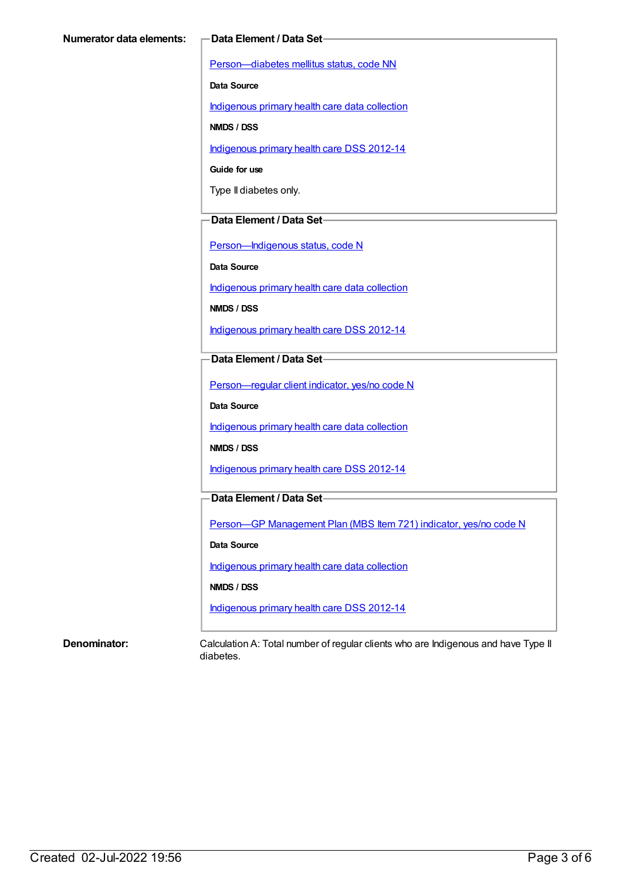**Numerator data elements:**

**Data Element / Data Set**

Person—diabetes mellitus status, code NN

**Data Source**

Indigenous primary health care data collection

**NMDS / DSS**

Indigenous primary health care DSS 2012-14

**Guide for use**

Type II diabetes only.

**Data Element / Data Set**

Person—Indigenous status, code N

**Data Source**

Indigenous primary health care data collection

**NMDS / DSS**

Indigenous primary health care DSS 2012-14

**Data Element / Data Set**

Person—regular client indicator, yes/no code N

**Data Source**

Indigenous primary health care data collection

**NMDS / DSS**

Indigenous primary health care DSS 2012-14

**Data Element / Data Set**

Person—GP Management Plan (MBS Item 721) indicator, yes/no code N

**Data Source**

Indigenous primary health care data collection

**NMDS / DSS**

Indigenous primary health care DSS 2012-14

**Denominator:**

Calculation A: Total number of regular clients who are Indigenous and have Type II diabetes.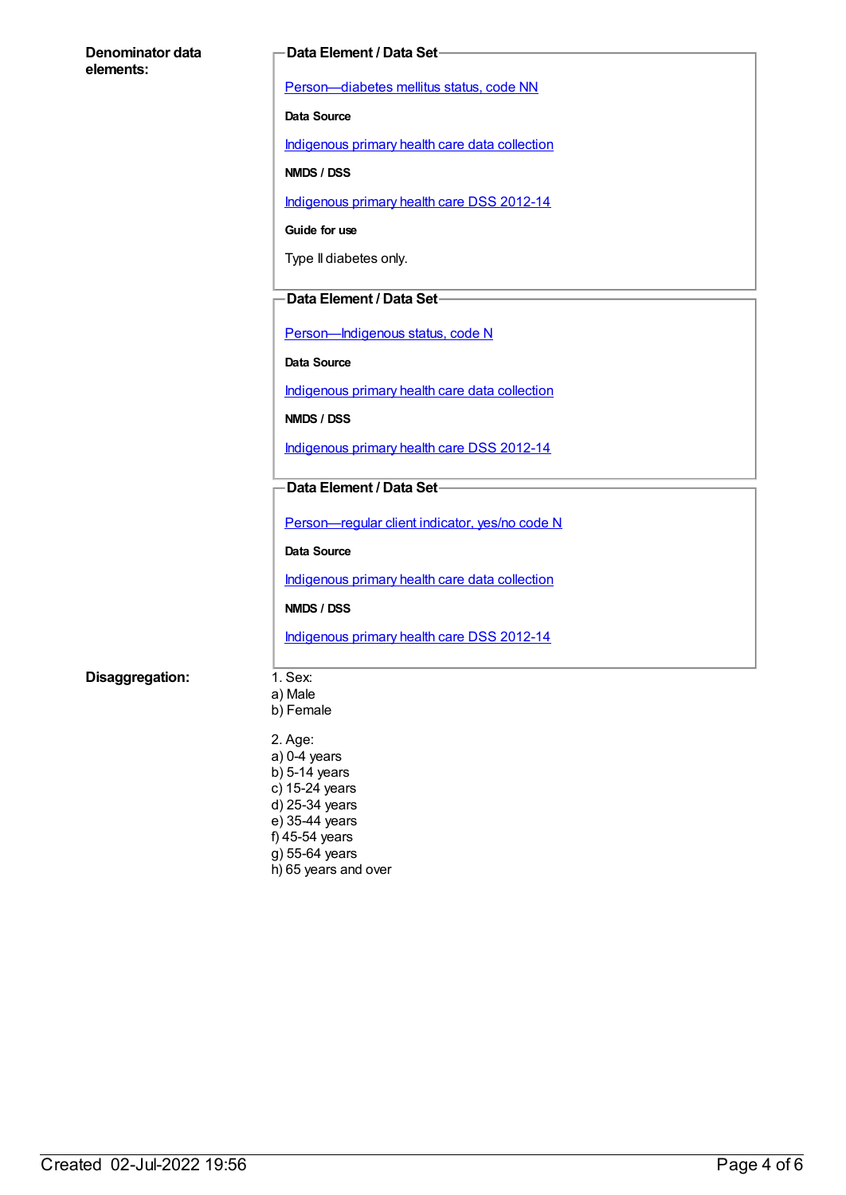**Denominator data elements:**

**Data Element / Data Set**

Person—diabetes mellitus status, code NN

**Data Source**

Indigenous primary health care data collection

**NMDS / DSS**

Indigenous primary health care DSS 2012-14

**Guide for use**

Type II diabetes only.

**Data Element / Data Set**

Person—Indigenous status, code N

**Data Source**

Indigenous primary health care data collection

**NMDS / DSS**

Indigenous primary health care DSS 2012-14

**Data Element / Data Set**

Person—regular client indicator, yes/no code N

**Data Source**

Indigenous primary health care data collection

**NMDS / DSS**

Indigenous primary health care DSS 2012-14

**Disaggregation:**

1. Sex:
a) Male
b) Female

2. Age:
a) 0-4 years
b) 5-14 years
c) 15-24 years
d) 25-34 years
e) 35-44 years
f) 45-54 years
g) 55-64 years
h) 65 years and over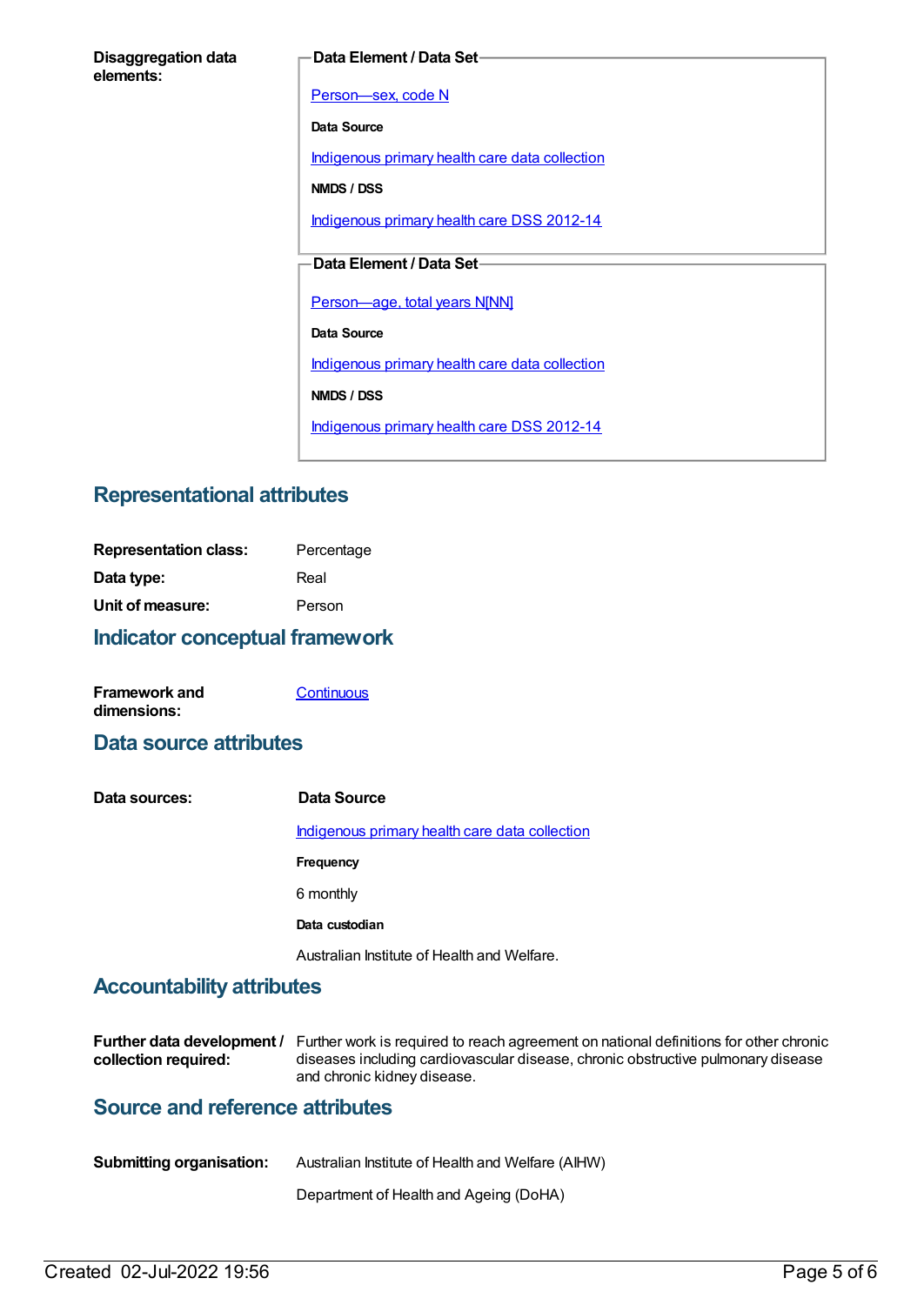**Disaggregation data elements:**

**Data Element / Data Set**

Person—sex, code N

**Data Source**

Indigenous primary health care data collection

**NMDS / DSS**

Indigenous primary health care DSS 2012-14

**Data Element / Data Set**

Person—age, total years N[NN]

**Data Source**

Indigenous primary health care data collection

**NMDS / DSS**

Indigenous primary health care DSS 2012-14

## Representational attributes

**Representation class:** Percentage

**Data type:** Real

**Unit of measure:** Person

## Indicator conceptual framework

**Framework and dimensions:** Continuous

## Data source attributes

**Data sources:**

**Data Source**

Indigenous primary health care data collection

**Frequency**

6 monthly

**Data custodian**

Australian Institute of Health and Welfare.

## Accountability attributes

**Further data development / collection required:** Further work is required to reach agreement on national definitions for other chronic diseases including cardiovascular disease, chronic obstructive pulmonary disease and chronic kidney disease.

## Source and reference attributes

**Submitting organisation:** Australian Institute of Health and Welfare (AIHW)

Department of Health and Ageing (DoHA)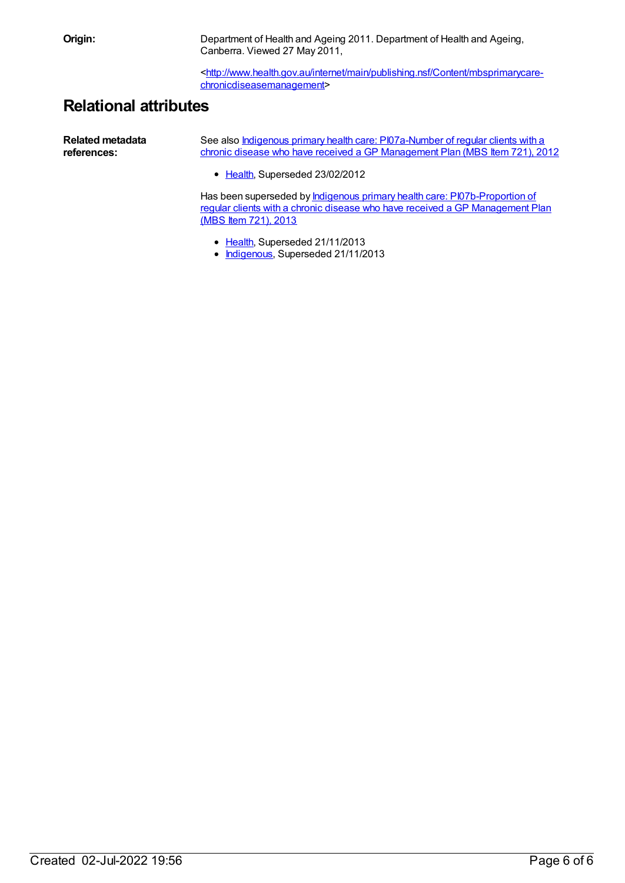**Origin:** Department of Health and Ageing 2011. Department of Health and Ageing, Canberra. Viewed 27 May 2011,

<http://www.health.gov.au/internet/main/publishing.nsf/Content/mbsprimarycare-chronicdiseasemanagement>

## Relational attributes

**Related metadata references:**

See also Indigenous primary health care: PI07a-Number of regular clients with a chronic disease who have received a GP Management Plan (MBS Item 721), 2012

- Health, Superseded 23/02/2012

Has been superseded by Indigenous primary health care: PI07b-Proportion of regular clients with a chronic disease who have received a GP Management Plan (MBS Item 721), 2013

- Health, Superseded 21/11/2013
- Indigenous, Superseded 21/11/2013